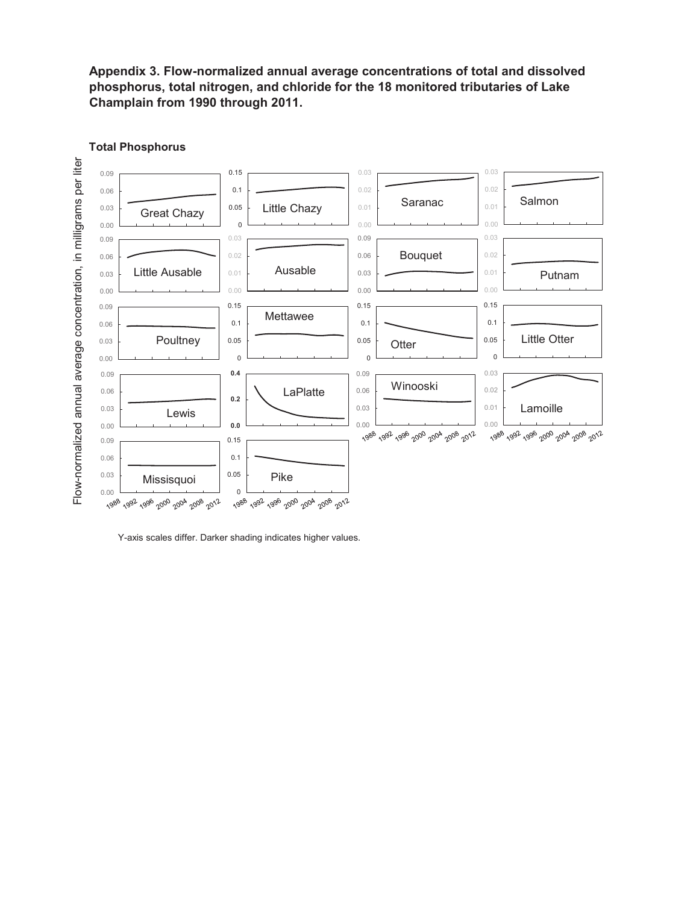**Appendix 3. Flow-normalized annual average concentrations of total and dissolved phosphorus, total nitrogen, and chloride for the 18 monitored tributaries of Lake Champlain from 1990 through 2011.**

**Total Phosphorus**

Flow-normalized annual average concentration, in milligrams per liter

Great Chazy
0.09
0.06
0.03
0.00

Little Chazy
0.15
0.1
0.05
0

Saranac
0.03
0.02
0.01
0.00

Salmon
0.03
0.02
0.01
0.00

Little Ausable
0.09
0.06
0.03
0.00

Ausable
0.03
0.02
0.01
0.00

Bouquet
0.09
0.06
0.03
0.00

Putnam
0.03
0.02
0.01
0.00

Poultney
0.09
0.06
0.03
0.00

Mettawee
0.15
0.1
0.05
0

Otter
0.15
0.1
0.05
0

Little Otter
0.15
0.1
0.05
0

Lewis
0.09
0.06
0.03
0.00

LaPlatte
0.4
0.2
0.0

Winooski
0.09
0.06
0.03
0.00
1988 1992 1996 2000 2004 2008 2012

Lamoille
0.03
0.02
0.01
0.00
1988 1992 1996 2000 2004 2008 2012

Missisquoi
0.09
0.06
0.03
0.00
1988 1992 1996 2000 2004 2008 2012

Pike
0.15
0.1
0.05
0
1988 1992 1996 2000 2004 2008 2012

Y-axis scales differ. Darker shading indicates higher values.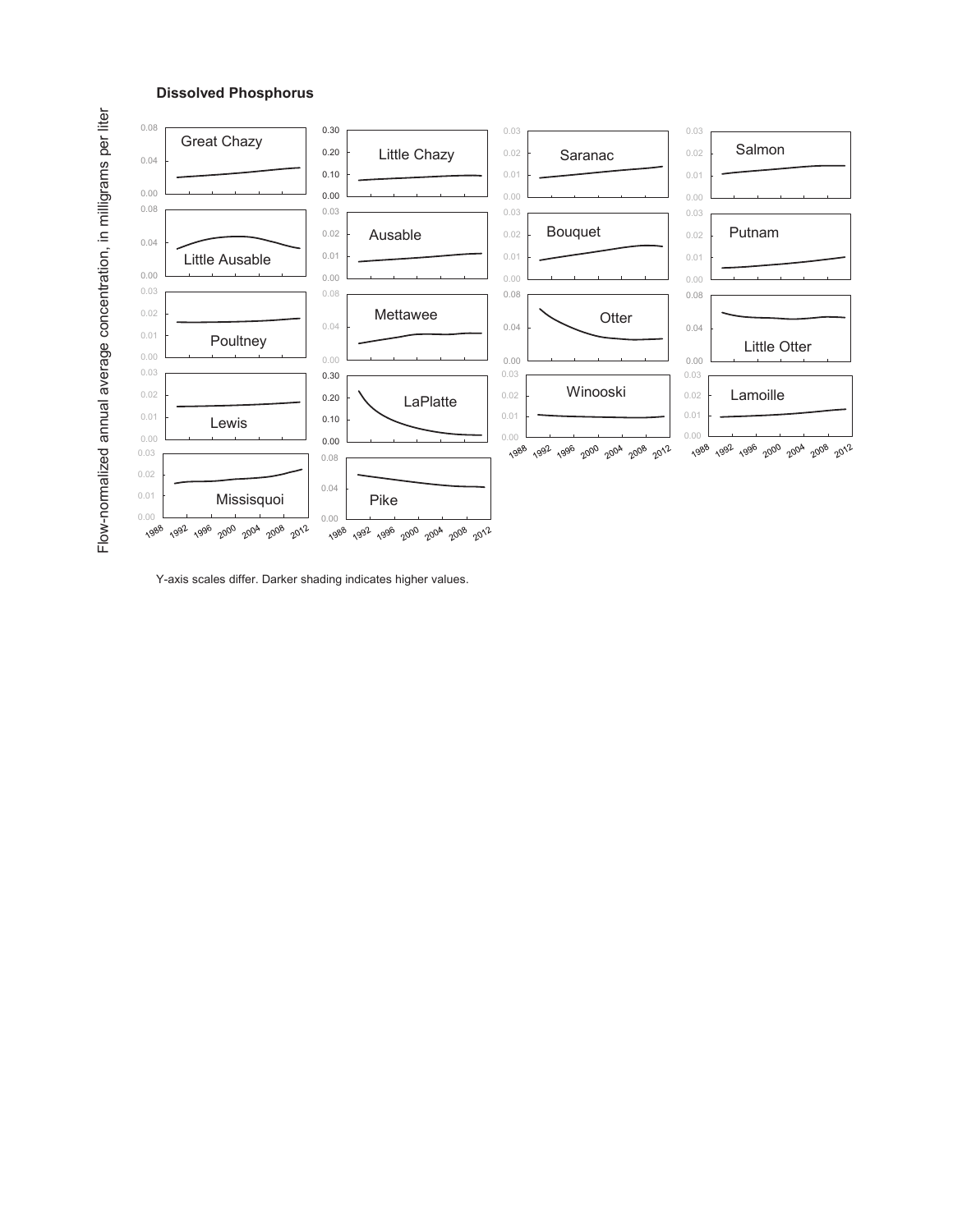**Dissolved Phosphorus**

Flow-normalized annual average concentration, in milligrams per liter

Great Chazy
0.08
0.04
0.00

Little Chazy
0.30
0.20
0.10
0.00

Saranac
0.03
0.02
0.01
0.00

Salmon
0.03
0.02
0.01
0.00

Little Ausable
0.08
0.04
0.00

Ausable
0.03
0.02
0.01
0.00

Bouquet
0.03
0.02
0.01
0.00

Putnam
0.03
0.02
0.01
0.00

Poultney
0.03
0.02
0.01
0.00

Mettawee
0.08
0.04
0.00

Otter
0.08
0.04
0.00

Little Otter
0.08
0.04
0.00

Lewis
0.03
0.02
0.01
0.00

LaPlatte
0.30
0.20
0.10
0.00

Winooski
0.03
0.02
0.01
0.00

Lamoille
0.03
0.02
0.01
0.00

Missisquoi
0.03
0.02
0.01
0.00

Pike
0.08
0.04
0.00

1988 1992 1996 2000 2004 2008 2012

Y-axis scales differ. Darker shading indicates higher values.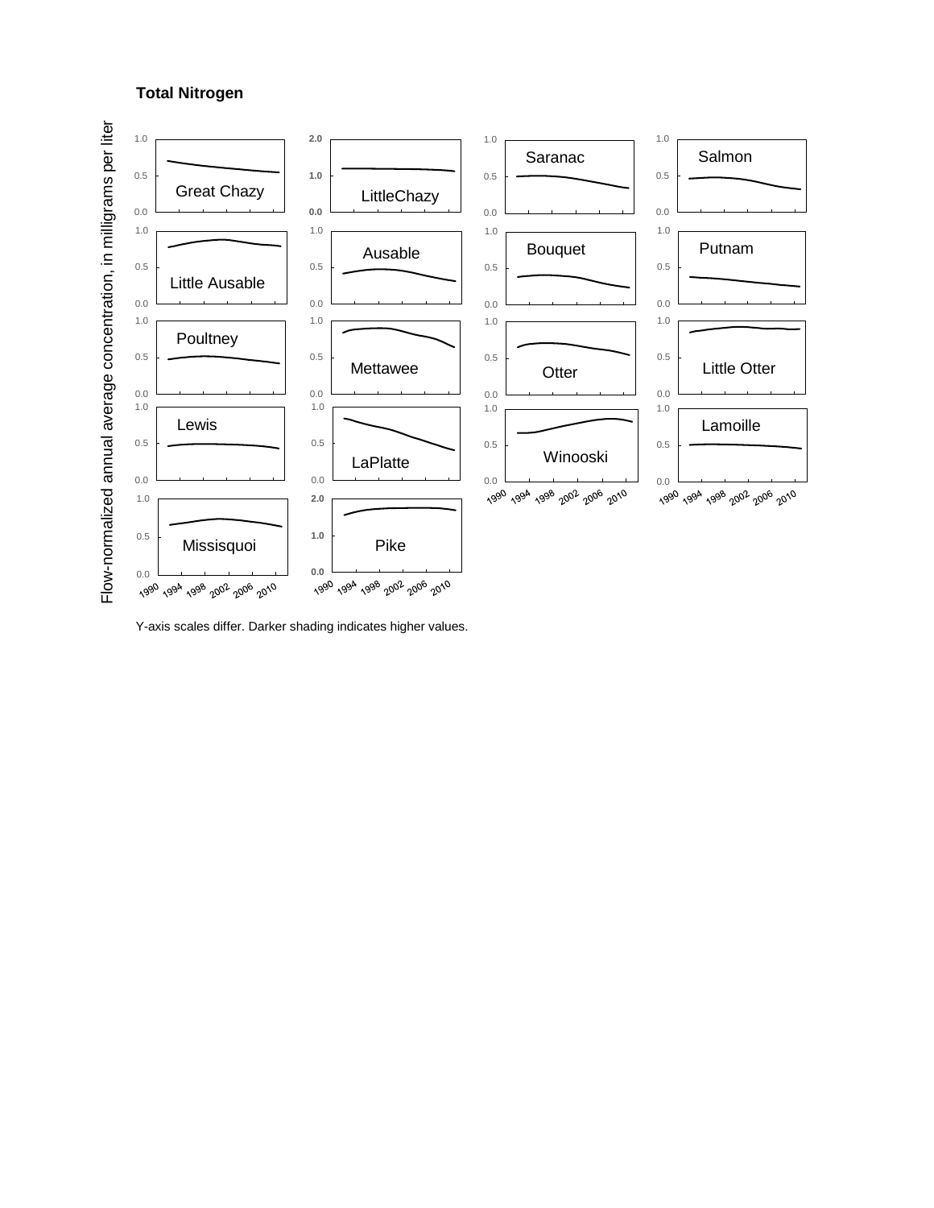**Total Nitrogen**

Flow-normalized annual average concentration, in milligrams per liter

Great Chazy
1.0
0.5
0.0

LittleChazy
2.0
1.0
0.0

Saranac
1.0
0.5
0.0

Salmon
1.0
0.5
0.0

Little Ausable
1.0
0.5
0.0

Ausable
1.0
0.5
0.0

Bouquet
1.0
0.5
0.0

Putnam
1.0
0.5
0.0

Poultney
1.0
0.5
0.0

Mettawee
1.0
0.5
0.0

Otter
1.0
0.5
0.0

Little Otter
1.0
0.5
0.0

Lewis
1.0
0.5
0.0

LaPlatte
1.0
0.5
0.0

Winooski
1.0
0.5
0.0
1990 1994 1998 2002 2006 2010

Lamoille
1.0
0.5
0.0
1990 1994 1998 2002 2006 2010

Missisquoi
1.0
0.5
0.0
1990 1994 1998 2002 2006 2010

Pike
2.0
1.0
0.0
1990 1994 1998 2002 2006 2010

Y-axis scales differ. Darker shading indicates higher values.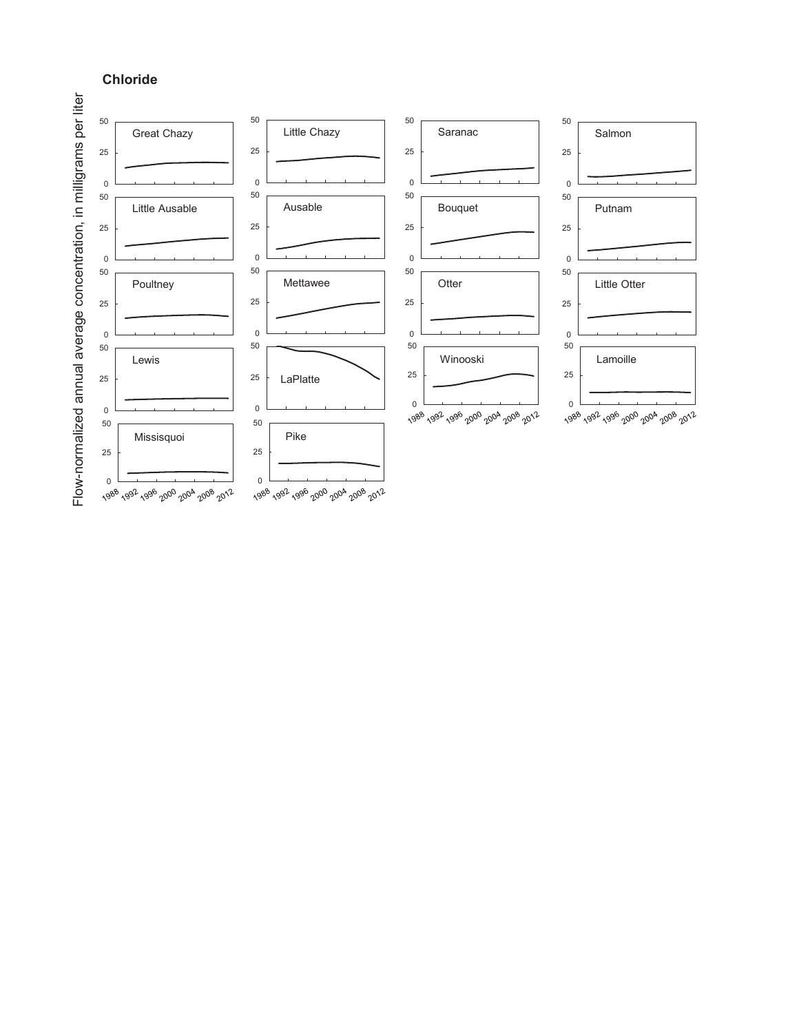**Chloride**

Flow-normalized annual average concentration, in milligrams per liter

Great Chazy
Little Chazy
Saranac
Salmon
Little Ausable
Ausable
Bouquet
Putnam
Poultney
Mettawee
Otter
Little Otter
Lewis
LaPlatte
Winooski
Lamoille
Missisquoi
Pike

0
25
50

1988 1992 1996 2000 2004 2008 2012